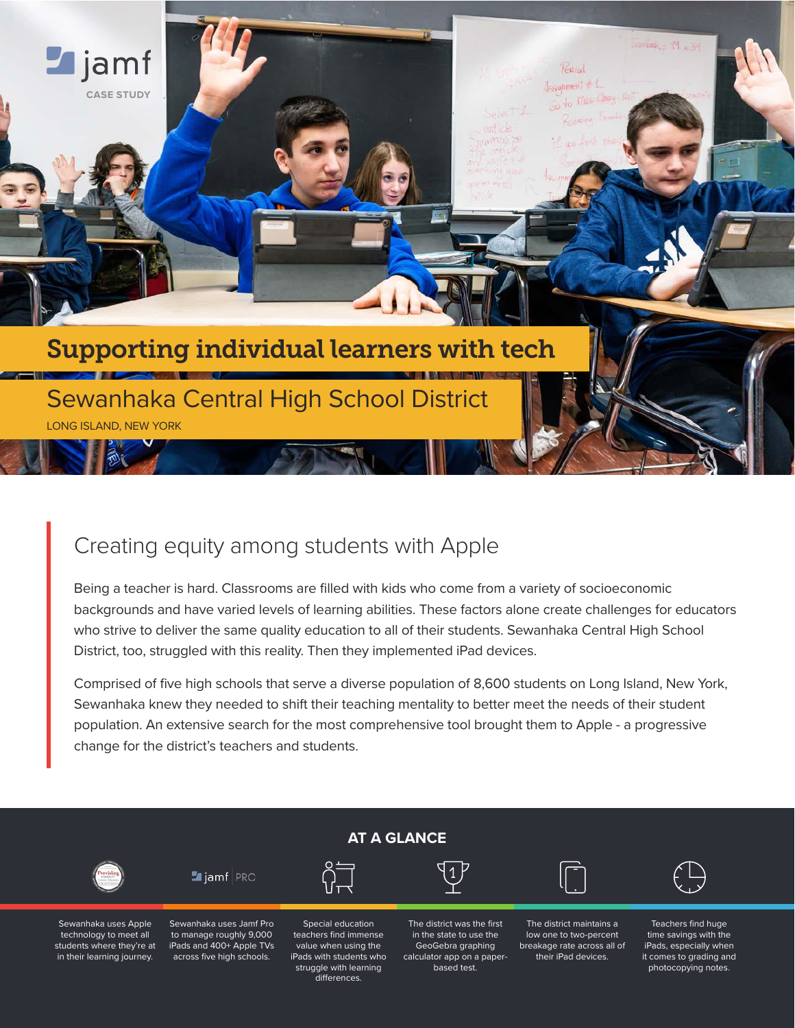jamf

CASE STUDY

# Supporting individual learners with tech

## Sewanhaka Central High School District

LONG ISLAND, NEW YORK

## Creating equity among students with Apple

Being a teacher is hard. Classrooms are filled with kids who come from a variety of socioeconomic backgrounds and have varied levels of learning abilities. These factors alone create challenges for educators who strive to deliver the same quality education to all of their students. Sewanhaka Central High School District, too, struggled with this reality. Then they implemented iPad devices.

Comprised of five high schools that serve a diverse population of 8,600 students on Long Island, New York, Sewanhaka knew they needed to shift their teaching mentality to better meet the needs of their student population. An extensive search for the most comprehensive tool brought them to Apple - a progressive change for the district's teachers and students.

### AT A GLANCE

- Sewanhaka uses Apple technology to meet all students where they're at in their learning journey.
- Sewanhaka uses Jamf Pro to manage roughly 9,000 iPads and 400+ Apple TVs across five high schools.
- Special education teachers find immense value when using the iPads with students who struggle with learning differences.
- The district was the first in the state to use the GeoGebra graphing calculator app on a paper-based test.
- The district maintains a low one to two-percent breakage rate across all of their iPad devices.
- Teachers find huge time savings with the iPads, especially when it comes to grading and photocopying notes.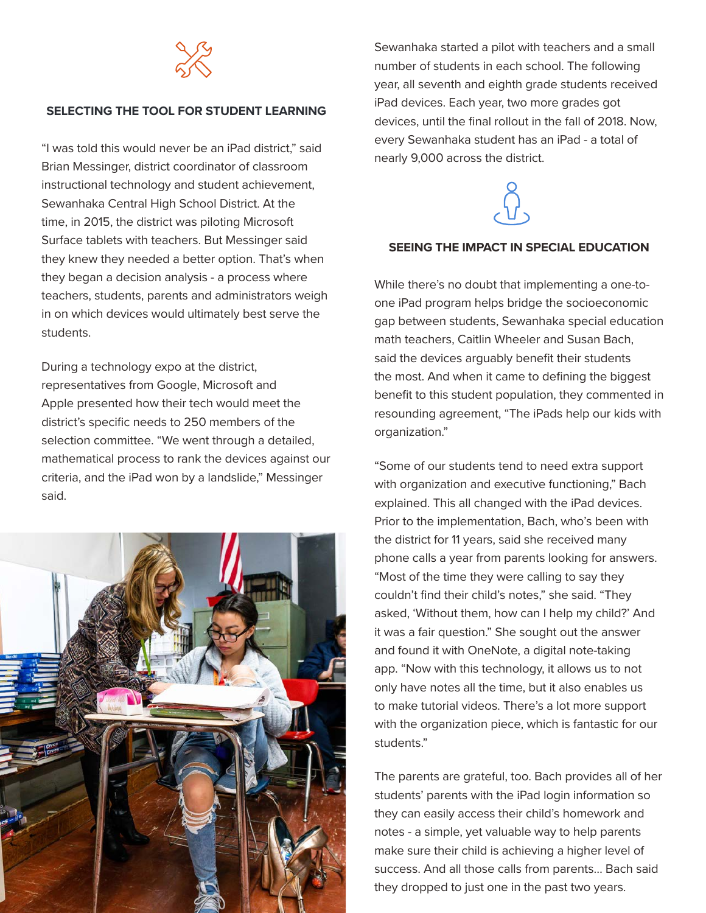## SELECTING THE TOOL FOR STUDENT LEARNING

"I was told this would never be an iPad district," said Brian Messinger, district coordinator of classroom instructional technology and student achievement, Sewanhaka Central High School District. At the time, in 2015, the district was piloting Microsoft Surface tablets with teachers. But Messinger said they knew they needed a better option. That's when they began a decision analysis - a process where teachers, students, parents and administrators weigh in on which devices would ultimately best serve the students.

During a technology expo at the district, representatives from Google, Microsoft and Apple presented how their tech would meet the district's specific needs to 250 members of the selection committee. "We went through a detailed, mathematical process to rank the devices against our criteria, and the iPad won by a landslide," Messinger said.

Sewanhaka started a pilot with teachers and a small number of students in each school. The following year, all seventh and eighth grade students received iPad devices. Each year, two more grades got devices, until the final rollout in the fall of 2018. Now, every Sewanhaka student has an iPad - a total of nearly 9,000 across the district.

## SEEING THE IMPACT IN SPECIAL EDUCATION

While there's no doubt that implementing a one-to-one iPad program helps bridge the socioeconomic gap between students, Sewanhaka special education math teachers, Caitlin Wheeler and Susan Bach, said the devices arguably benefit their students the most. And when it came to defining the biggest benefit to this student population, they commented in resounding agreement, "The iPads help our kids with organization."

"Some of our students tend to need extra support with organization and executive functioning," Bach explained. This all changed with the iPad devices. Prior to the implementation, Bach, who's been with the district for 11 years, said she received many phone calls a year from parents looking for answers. "Most of the time they were calling to say they couldn't find their child's notes," she said. "They asked, 'Without them, how can I help my child?' And it was a fair question." She sought out the answer and found it with OneNote, a digital note-taking app. "Now with this technology, it allows us to not only have notes all the time, but it also enables us to make tutorial videos. There's a lot more support with the organization piece, which is fantastic for our students."

The parents are grateful, too. Bach provides all of her students' parents with the iPad login information so they can easily access their child's homework and notes - a simple, yet valuable way to help parents make sure their child is achieving a higher level of success. And all those calls from parents... Bach said they dropped to just one in the past two years.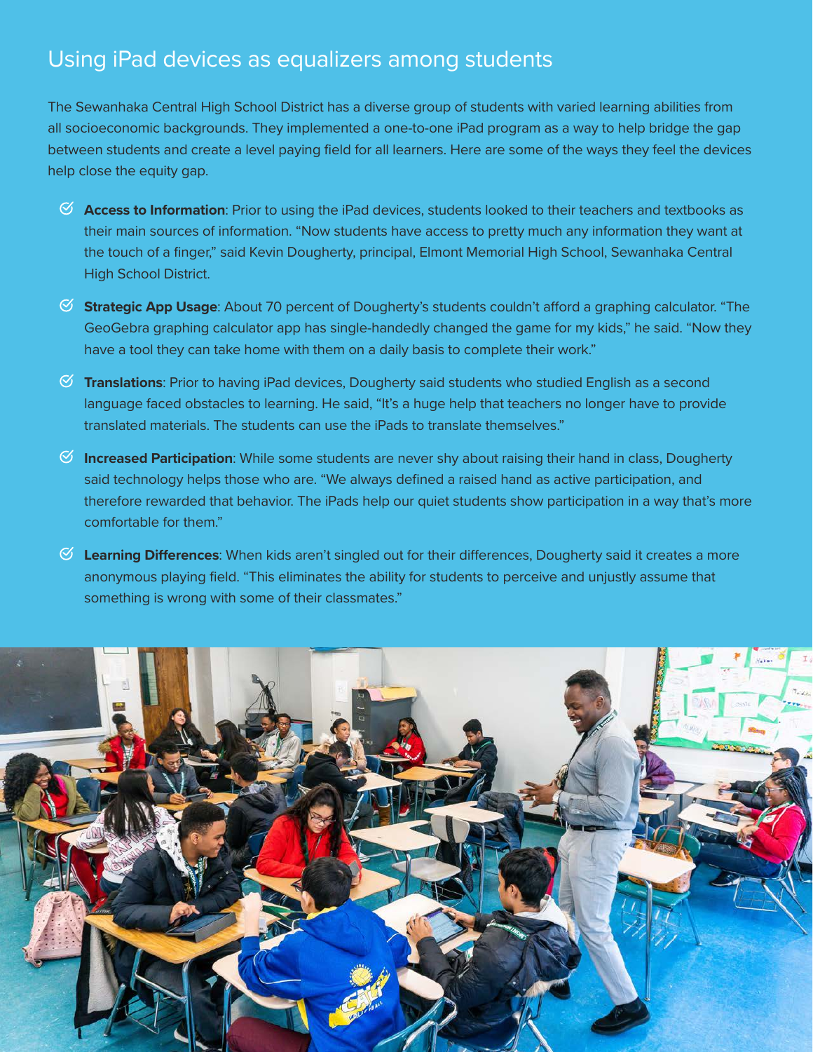## Using iPad devices as equalizers among students

The Sewanhaka Central High School District has a diverse group of students with varied learning abilities from all socioeconomic backgrounds. They implemented a one-to-one iPad program as a way to help bridge the gap between students and create a level paying field for all learners. Here are some of the ways they feel the devices help close the equity gap.

- **Access to Information**: Prior to using the iPad devices, students looked to their teachers and textbooks as their main sources of information. "Now students have access to pretty much any information they want at the touch of a finger," said Kevin Dougherty, principal, Elmont Memorial High School, Sewanhaka Central High School District.
- **Strategic App Usage**: About 70 percent of Dougherty's students couldn't afford a graphing calculator. "The GeoGebra graphing calculator app has single-handedly changed the game for my kids," he said. "Now they have a tool they can take home with them on a daily basis to complete their work."
- **Translations**: Prior to having iPad devices, Dougherty said students who studied English as a second language faced obstacles to learning. He said, "It's a huge help that teachers no longer have to provide translated materials. The students can use the iPads to translate themselves."
- **Increased Participation**: While some students are never shy about raising their hand in class, Dougherty said technology helps those who are. "We always defined a raised hand as active participation, and therefore rewarded that behavior. The iPads help our quiet students show participation in a way that's more comfortable for them."
- **Learning Differences**: When kids aren't singled out for their differences, Dougherty said it creates a more anonymous playing field. "This eliminates the ability for students to perceive and unjustly assume that something is wrong with some of their classmates."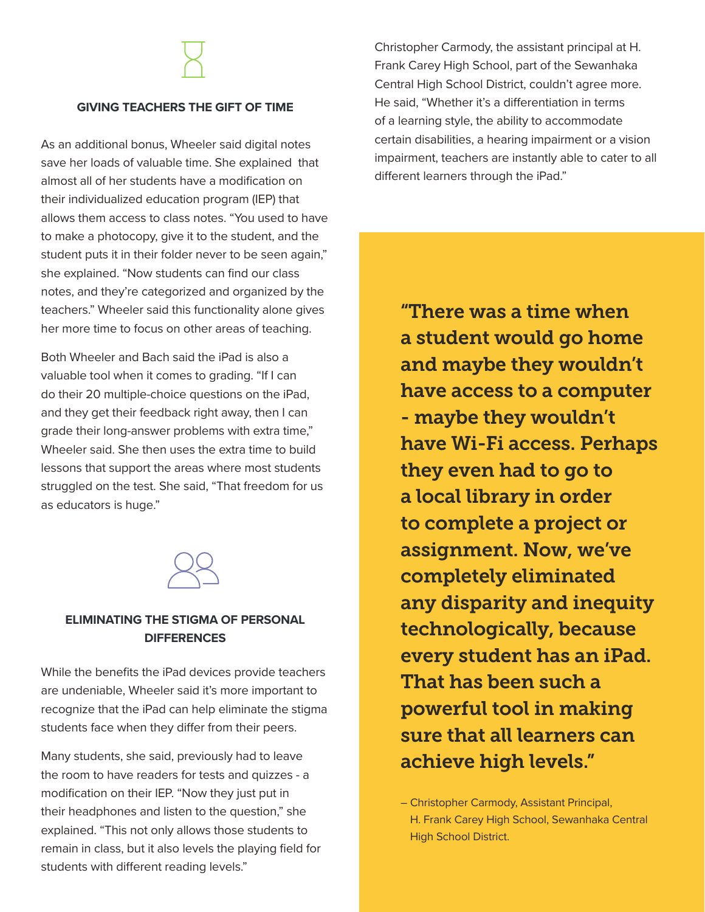## GIVING TEACHERS THE GIFT OF TIME

As an additional bonus, Wheeler said digital notes save her loads of valuable time. She explained that almost all of her students have a modification on their individualized education program (IEP) that allows them access to class notes. "You used to have to make a photocopy, give it to the student, and the student puts it in their folder never to be seen again," she explained. "Now students can find our class notes, and they're categorized and organized by the teachers." Wheeler said this functionality alone gives her more time to focus on other areas of teaching.

Both Wheeler and Bach said the iPad is also a valuable tool when it comes to grading. "If I can do their 20 multiple-choice questions on the iPad, and they get their feedback right away, then I can grade their long-answer problems with extra time," Wheeler said. She then uses the extra time to build lessons that support the areas where most students struggled on the test. She said, "That freedom for us as educators is huge."

## ELIMINATING THE STIGMA OF PERSONAL DIFFERENCES

While the benefits the iPad devices provide teachers are undeniable, Wheeler said it's more important to recognize that the iPad can help eliminate the stigma students face when they differ from their peers.

Many students, she said, previously had to leave the room to have readers for tests and quizzes - a modification on their IEP. "Now they just put in their headphones and listen to the question," she explained. "This not only allows those students to remain in class, but it also levels the playing field for students with different reading levels."

Christopher Carmody, the assistant principal at H. Frank Carey High School, part of the Sewanhaka Central High School District, couldn't agree more. He said, "Whether it's a differentiation in terms of a learning style, the ability to accommodate certain disabilities, a hearing impairment or a vision impairment, teachers are instantly able to cater to all different learners through the iPad."

> **"There was a time when a student would go home and maybe they wouldn't have access to a computer - maybe they wouldn't have Wi-Fi access. Perhaps they even had to go to a local library in order to complete a project or assignment. Now, we've completely eliminated any disparity and inequity technologically, because every student has an iPad. That has been such a powerful tool in making sure that all learners can achieve high levels."**
>
> – Christopher Carmody, Assistant Principal, H. Frank Carey High School, Sewanhaka Central High School District.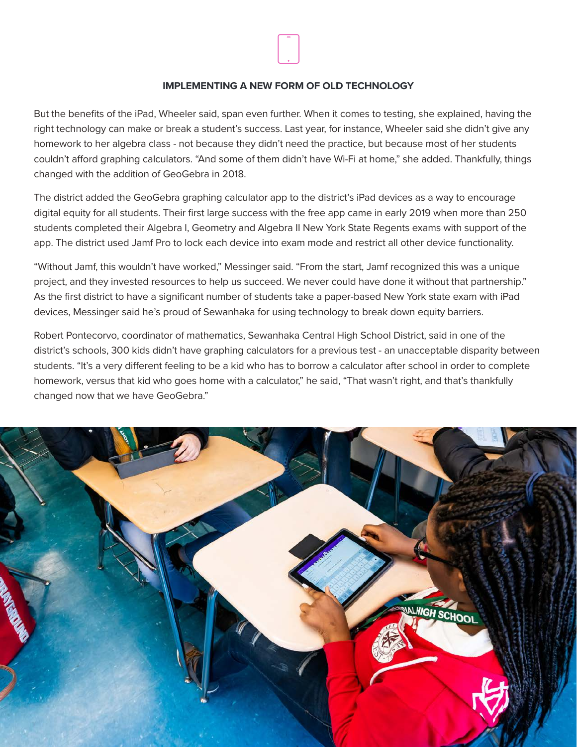### IMPLEMENTING A NEW FORM OF OLD TECHNOLOGY

But the benefits of the iPad, Wheeler said, span even further. When it comes to testing, she explained, having the right technology can make or break a student's success. Last year, for instance, Wheeler said she didn't give any homework to her algebra class - not because they didn't need the practice, but because most of her students couldn't afford graphing calculators. "And some of them didn't have Wi-Fi at home," she added. Thankfully, things changed with the addition of GeoGebra in 2018.

The district added the GeoGebra graphing calculator app to the district's iPad devices as a way to encourage digital equity for all students. Their first large success with the free app came in early 2019 when more than 250 students completed their Algebra I, Geometry and Algebra II New York State Regents exams with support of the app. The district used Jamf Pro to lock each device into exam mode and restrict all other device functionality.

"Without Jamf, this wouldn't have worked," Messinger said. "From the start, Jamf recognized this was a unique project, and they invested resources to help us succeed. We never could have done it without that partnership." As the first district to have a significant number of students take a paper-based New York state exam with iPad devices, Messinger said he's proud of Sewanhaka for using technology to break down equity barriers.

Robert Pontecorvo, coordinator of mathematics, Sewanhaka Central High School District, said in one of the district's schools, 300 kids didn't have graphing calculators for a previous test - an unacceptable disparity between students. "It's a very different feeling to be a kid who has to borrow a calculator after school in order to complete homework, versus that kid who goes home with a calculator," he said, "That wasn't right, and that's thankfully changed now that we have GeoGebra."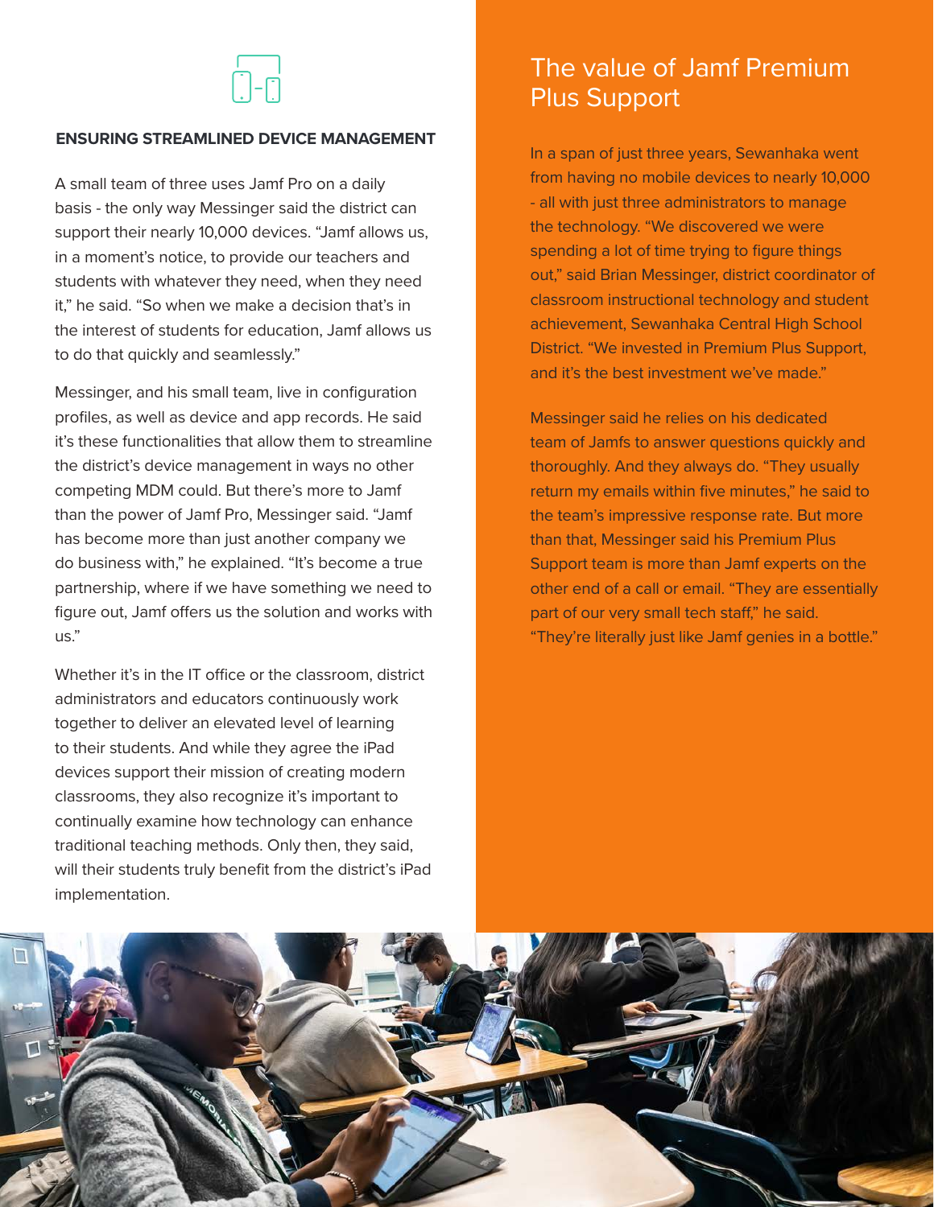### ENSURING STREAMLINED DEVICE MANAGEMENT

A small team of three uses Jamf Pro on a daily basis - the only way Messinger said the district can support their nearly 10,000 devices. "Jamf allows us, in a moment's notice, to provide our teachers and students with whatever they need, when they need it," he said. "So when we make a decision that's in the interest of students for education, Jamf allows us to do that quickly and seamlessly."

Messinger, and his small team, live in configuration profiles, as well as device and app records. He said it's these functionalities that allow them to streamline the district's device management in ways no other competing MDM could. But there's more to Jamf than the power of Jamf Pro, Messinger said. "Jamf has become more than just another company we do business with," he explained. "It's become a true partnership, where if we have something we need to figure out, Jamf offers us the solution and works with us."

Whether it's in the IT office or the classroom, district administrators and educators continuously work together to deliver an elevated level of learning to their students. And while they agree the iPad devices support their mission of creating modern classrooms, they also recognize it's important to continually examine how technology can enhance traditional teaching methods. Only then, they said, will their students truly benefit from the district's iPad implementation.

## The value of Jamf Premium Plus Support

In a span of just three years, Sewanhaka went from having no mobile devices to nearly 10,000 - all with just three administrators to manage the technology. "We discovered we were spending a lot of time trying to figure things out," said Brian Messinger, district coordinator of classroom instructional technology and student achievement, Sewanhaka Central High School District. "We invested in Premium Plus Support, and it's the best investment we've made."

Messinger said he relies on his dedicated team of Jamfs to answer questions quickly and thoroughly. And they always do. "They usually return my emails within five minutes," he said to the team's impressive response rate. But more than that, Messinger said his Premium Plus Support team is more than Jamf experts on the other end of a call or email. "They are essentially part of our very small tech staff," he said. "They're literally just like Jamf genies in a bottle."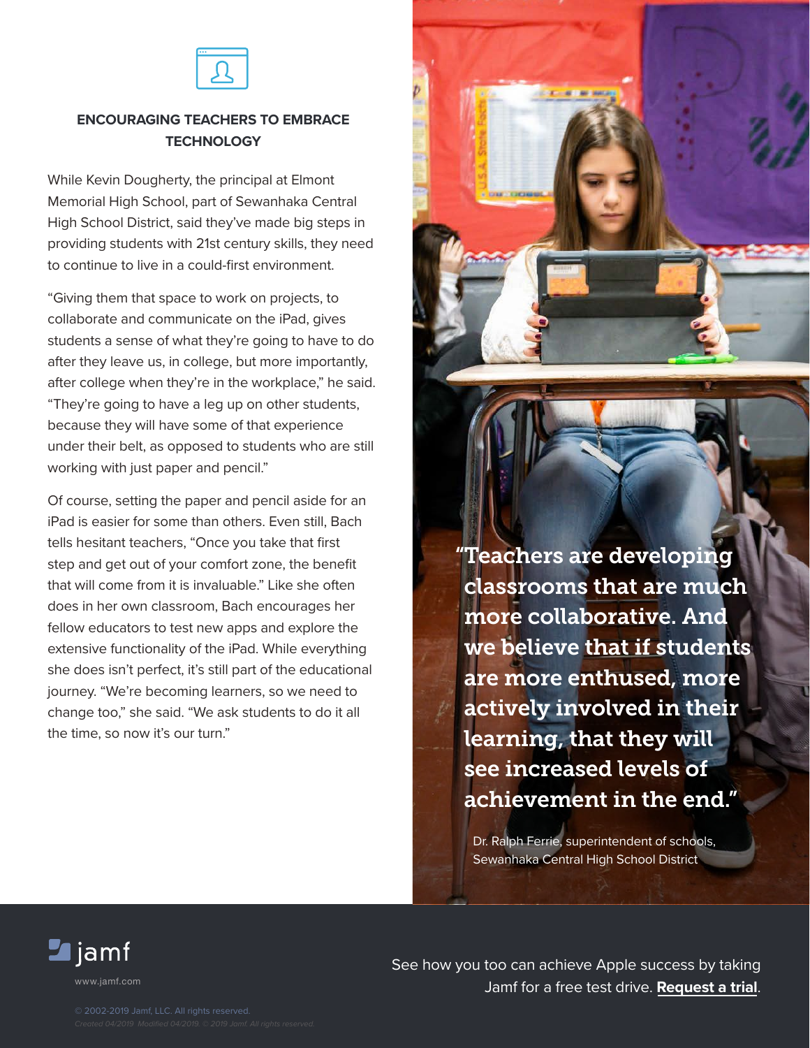## ENCOURAGING TEACHERS TO EMBRACE TECHNOLOGY

While Kevin Dougherty, the principal at Elmont Memorial High School, part of Sewanhaka Central High School District, said they've made big steps in providing students with 21st century skills, they need to continue to live in a could-first environment.

"Giving them that space to work on projects, to collaborate and communicate on the iPad, gives students a sense of what they're going to have to do after they leave us, in college, but more importantly, after college when they're in the workplace," he said. "They're going to have a leg up on other students, because they will have some of that experience under their belt, as opposed to students who are still working with just paper and pencil."

Of course, setting the paper and pencil aside for an iPad is easier for some than others. Even still, Bach tells hesitant teachers, "Once you take that first step and get out of your comfort zone, the benefit that will come from it is invaluable." Like she often does in her own classroom, Bach encourages her fellow educators to test new apps and explore the extensive functionality of the iPad. While everything she does isn't perfect, it's still part of the educational journey. "We're becoming learners, so we need to change too," she said. "We ask students to do it all the time, so now it's our turn."

> "Teachers are developing classrooms that are much more collaborative. And we believe that if students are more enthused, more actively involved in their learning, that they will see increased levels of achievement in the end."
>
> Dr. Ralph Ferrie, superintendent of schools, Sewanhaka Central High School District

jamf

www.jamf.com

See how you too can achieve Apple success by taking Jamf for a free test drive. **Request a trial**.

© 2002-2019 Jamf, LLC. All rights reserved.

Created 04/2019. Modified 04/2019. © 2019 Jamf. All rights reserved.